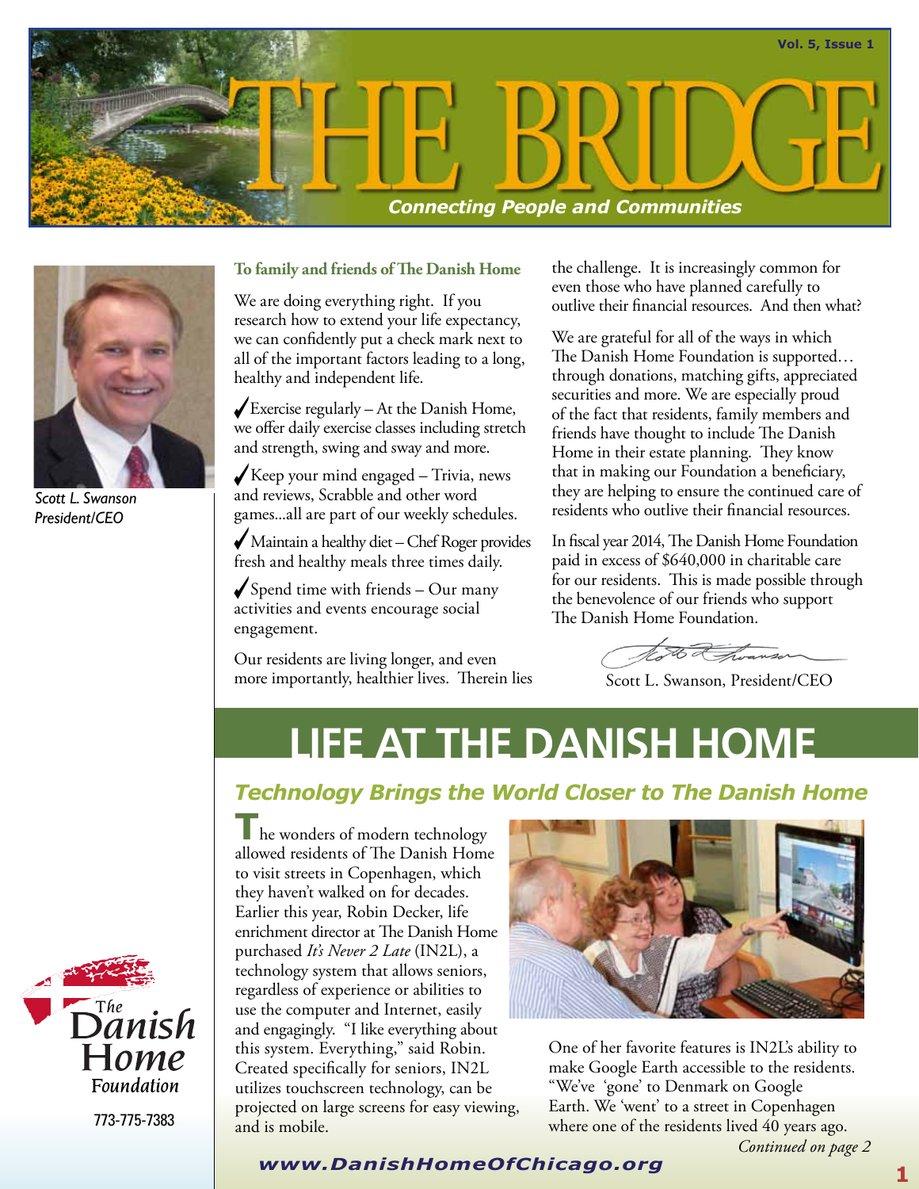# THE BRIDGE

*Connecting People and Communities*

Scott L. Swanson
President/CEO

**To family and friends of The Danish Home**

We are doing everything right. If you research how to extend your life expectancy, we can confidently put a check mark next to all of the important factors leading to a long, healthy and independent life.

✓ Exercise regularly – At the Danish Home, we offer daily exercise classes including stretch and strength, swing and sway and more.

✓ Keep your mind engaged – Trivia, news and reviews, Scrabble and other word games...all are part of our weekly schedules.

✓ Maintain a healthy diet – Chef Roger provides fresh and healthy meals three times daily.

✓ Spend time with friends – Our many activities and events encourage social engagement.

Our residents are living longer, and even more importantly, healthier lives. Therein lies the challenge. It is increasingly common for even those who have planned carefully to outlive their financial resources. And then what?

We are grateful for all of the ways in which The Danish Home Foundation is supported… through donations, matching gifts, appreciated securities and more. We are especially proud of the fact that residents, family members and friends have thought to include The Danish Home in their estate planning. They know that in making our Foundation a beneficiary, they are helping to ensure the continued care of residents who outlive their financial resources.

In fiscal year 2014, The Danish Home Foundation paid in excess of $640,000 in charitable care for our residents. This is made possible through the benevolence of our friends who support The Danish Home Foundation.

Scott L. Swanson, President/CEO

# LIFE AT THE DANISH HOME

## *Technology Brings the World Closer to The Danish Home*

The wonders of modern technology allowed residents of The Danish Home to visit streets in Copenhagen, which they haven't walked on for decades. Earlier this year, Robin Decker, life enrichment director at The Danish Home purchased *It's Never 2 Late* (IN2L), a technology system that allows seniors, regardless of experience or abilities to use the computer and Internet, easily and engagingly. "I like everything about this system. Everything," said Robin. Created specifically for seniors, IN2L utilizes touchscreen technology, can be projected on large screens for easy viewing, and is mobile.

One of her favorite features is IN2L's ability to make Google Earth accessible to the residents. "We've 'gone' to Denmark on Google Earth. We 'went' to a street in Copenhagen where one of the residents lived 40 years ago.

*Continued on page 2*

The Danish Home Foundation
773-775-7383

www.DanishHomeOfChicago.org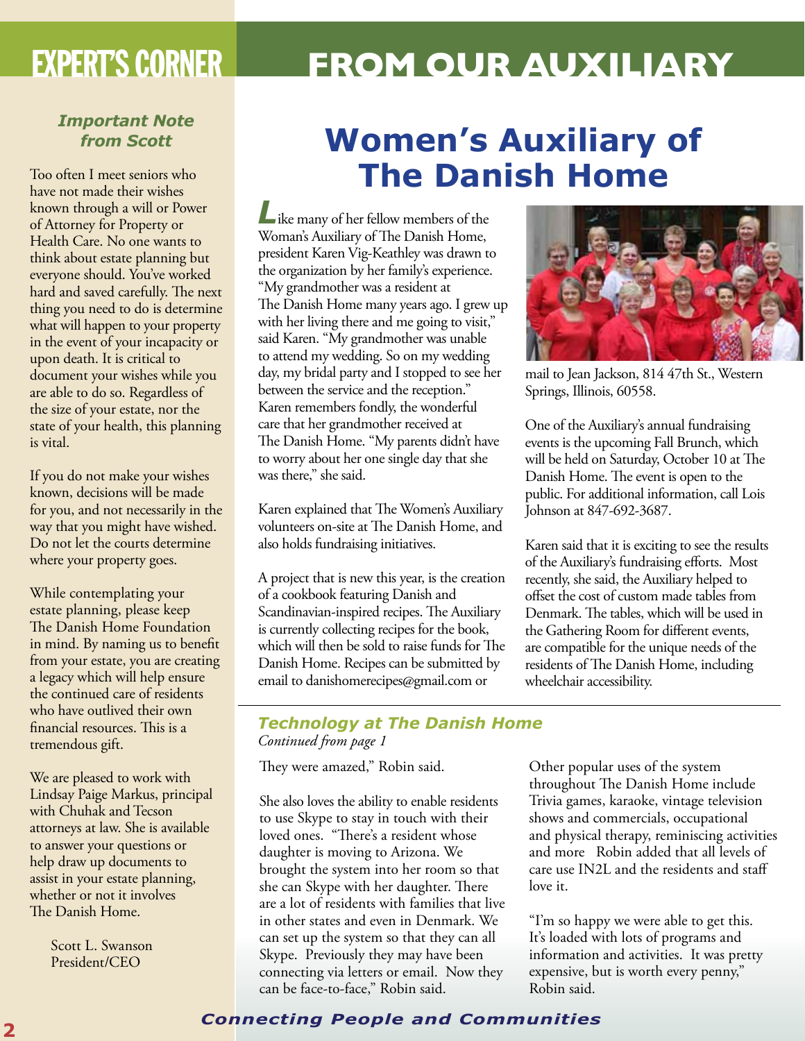# EXPERT'S CORNER

### *Important Note from Scott*

Too often I meet seniors who have not made their wishes known through a will or Power of Attorney for Property or Health Care. No one wants to think about estate planning but everyone should. You've worked hard and saved carefully. The next thing you need to do is determine what will happen to your property in the event of your incapacity or upon death. It is critical to document your wishes while you are able to do so. Regardless of the size of your estate, nor the state of your health, this planning is vital.

If you do not make your wishes known, decisions will be made for you, and not necessarily in the way that you might have wished. Do not let the courts determine where your property goes.

While contemplating your estate planning, please keep The Danish Home Foundation in mind. By naming us to benefit from your estate, you are creating a legacy which will help ensure the continued care of residents who have outlived their own financial resources. This is a tremendous gift.

We are pleased to work with Lindsay Paige Markus, principal with Chuhak and Tecson attorneys at law. She is available to answer your questions or help draw up documents to assist in your estate planning, whether or not it involves The Danish Home.

Scott L. Swanson
President/CEO

# FROM OUR AUXILIARY

## Women's Auxiliary of The Danish Home

Like many of her fellow members of the Woman's Auxiliary of The Danish Home, president Karen Vig-Keathley was drawn to the organization by her family's experience. "My grandmother was a resident at The Danish Home many years ago. I grew up with her living there and me going to visit," said Karen. "My grandmother was unable to attend my wedding. So on my wedding day, my bridal party and I stopped to see her between the service and the reception." Karen remembers fondly, the wonderful care that her grandmother received at The Danish Home. "My parents didn't have to worry about her one single day that she was there," she said.

Karen explained that The Women's Auxiliary volunteers on-site at The Danish Home, and also holds fundraising initiatives.

A project that is new this year, is the creation of a cookbook featuring Danish and Scandinavian-inspired recipes. The Auxiliary is currently collecting recipes for the book, which will then be sold to raise funds for The Danish Home. Recipes can be submitted by email to danishomerecipes@gmail.com or mail to Jean Jackson, 814 47th St., Western Springs, Illinois, 60558.

One of the Auxiliary's annual fundraising events is the upcoming Fall Brunch, which will be held on Saturday, October 10 at The Danish Home. The event is open to the public. For additional information, call Lois Johnson at 847-692-3687.

Karen said that it is exciting to see the results of the Auxiliary's fundraising efforts. Most recently, she said, the Auxiliary helped to offset the cost of custom made tables from Denmark. The tables, which will be used in the Gathering Room for different events, are compatible for the unique needs of the residents of The Danish Home, including wheelchair accessibility.

### *Technology at The Danish Home*

*Continued from page 1*

They were amazed," Robin said.

She also loves the ability to enable residents to use Skype to stay in touch with their loved ones. "There's a resident whose daughter is moving to Arizona. We brought the system into her room so that she can Skype with her daughter. There are a lot of residents with families that live in other states and even in Denmark. We can set up the system so that they can all Skype. Previously they may have been connecting via letters or email. Now they can be face-to-face," Robin said.

Other popular uses of the system throughout The Danish Home include Trivia games, karaoke, vintage television shows and commercials, occupational and physical therapy, reminiscing activities and more Robin added that all levels of care use IN2L and the residents and staff love it.

"I'm so happy we were able to get this. It's loaded with lots of programs and information and activities. It was pretty expensive, but is worth every penny," Robin said.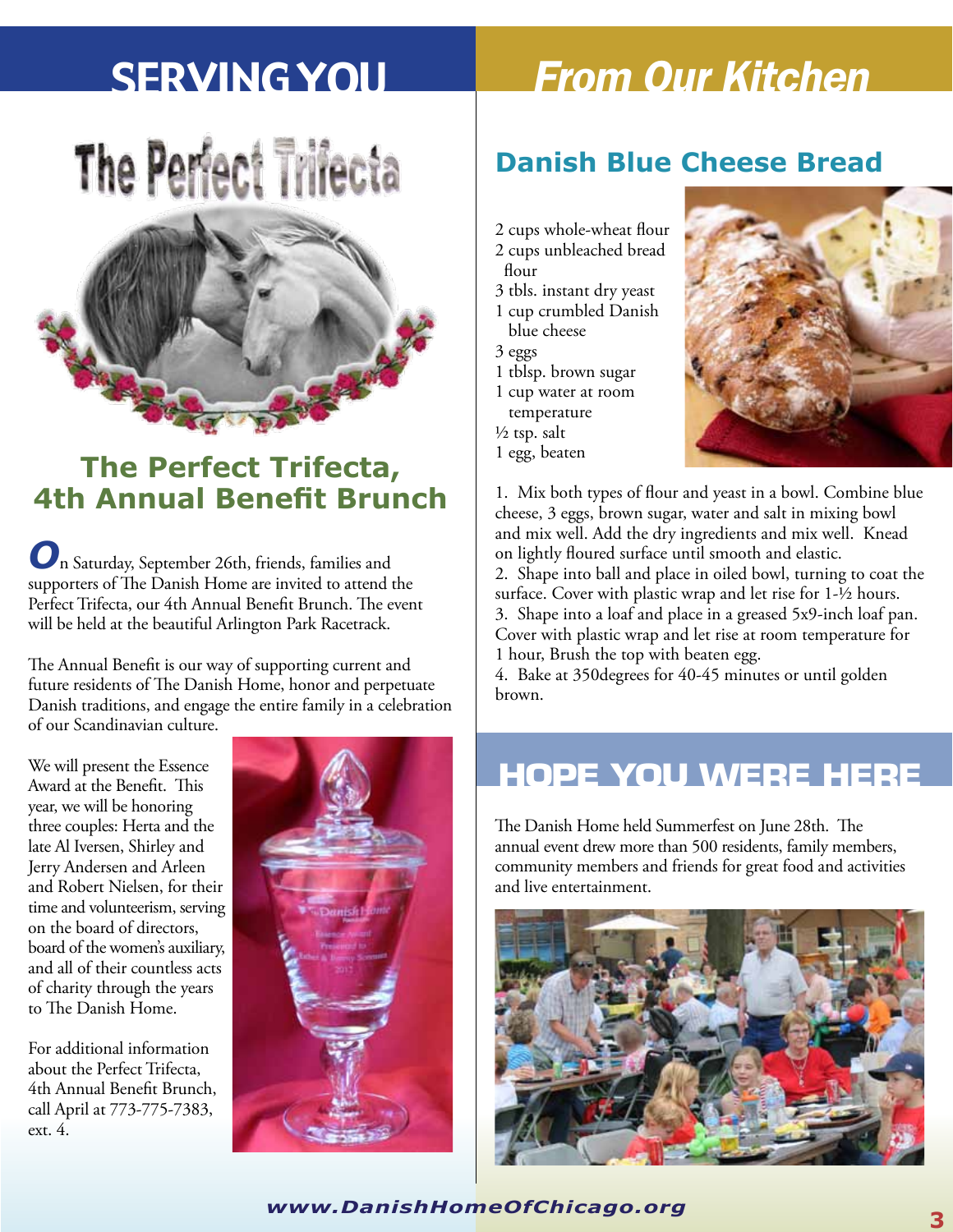# SERVING YOU

## The Perfect Trifecta

## The Perfect Trifecta, 4th Annual Benefit Brunch

**O**n Saturday, September 26th, friends, families and supporters of The Danish Home are invited to attend the Perfect Trifecta, our 4th Annual Benefit Brunch. The event will be held at the beautiful Arlington Park Racetrack.

The Annual Benefit is our way of supporting current and future residents of The Danish Home, honor and perpetuate Danish traditions, and engage the entire family in a celebration of our Scandinavian culture.

We will present the Essence Award at the Benefit. This year, we will be honoring three couples: Herta and the late Al Iversen, Shirley and Jerry Andersen and Arleen and Robert Nielsen, for their time and volunteerism, serving on the board of directors, board of the women's auxiliary, and all of their countless acts of charity through the years to The Danish Home.

For additional information about the Perfect Trifecta, 4th Annual Benefit Brunch, call April at 773-775-7383, ext. 4.

# *From Our Kitchen*

## Danish Blue Cheese Bread

- 2 cups whole-wheat flour
- 2 cups unbleached bread flour
- 3 tbls. instant dry yeast
- 1 cup crumbled Danish blue cheese
- 3 eggs
- 1 tblsp. brown sugar
- 1 cup water at room temperature
- ½ tsp. salt
- 1 egg, beaten

1. Mix both types of flour and yeast in a bowl. Combine blue cheese, 3 eggs, brown sugar, water and salt in mixing bowl and mix well. Add the dry ingredients and mix well. Knead on lightly floured surface until smooth and elastic.
2. Shape into ball and place in oiled bowl, turning to coat the surface. Cover with plastic wrap and let rise for 1-½ hours.
3. Shape into a loaf and place in a greased 5x9-inch loaf pan. Cover with plastic wrap and let rise at room temperature for 1 hour, Brush the top with beaten egg.
4. Bake at 350degrees for 40-45 minutes or until golden brown.

# HOPE YOU WERE HERE

The Danish Home held Summerfest on June 28th. The annual event drew more than 500 residents, family members, community members and friends for great food and activities and live entertainment.

***www.DanishHomeOfChicago.org***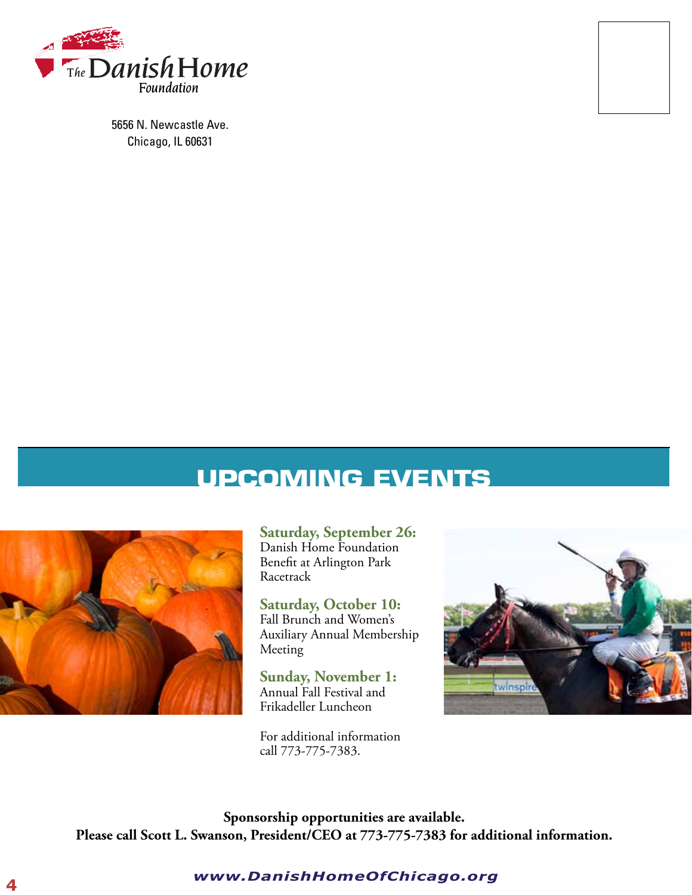The Danish Home Foundation

5656 N. Newcastle Ave.
Chicago, IL 60631

## UPCOMING EVENTS

**Saturday, September 26:**
Danish Home Foundation Benefit at Arlington Park Racetrack

**Saturday, October 10:**
Fall Brunch and Women's Auxiliary Annual Membership Meeting

**Sunday, November 1:**
Annual Fall Festival and Frikadeller Luncheon

For additional information call 773-775-7383.

**Sponsorship opportunities are available.**
**Please call Scott L. Swanson, President/CEO at 773-775-7383 for additional information.**

***www.DanishHomeOfChicago.org***